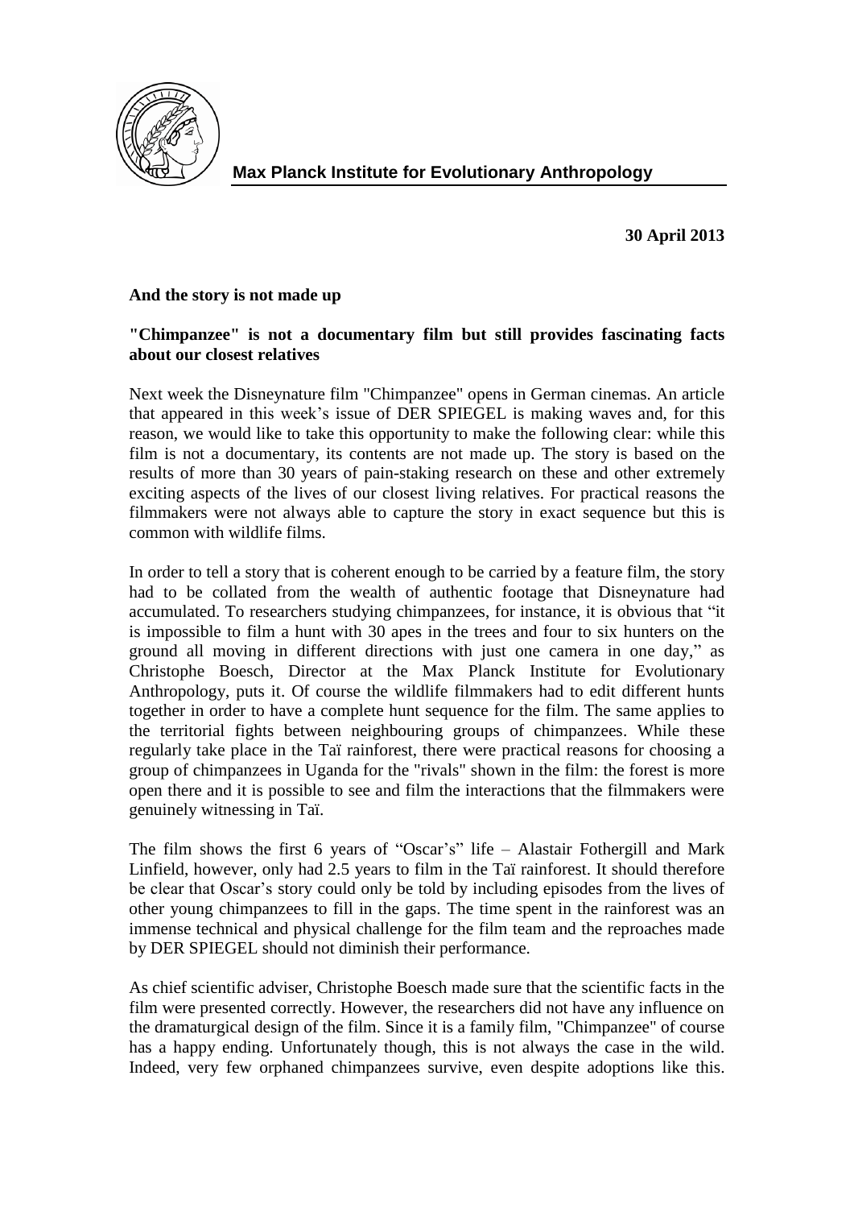**Max Planck Institute for Evolutionary Anthropology**

**30 April 2013**

**And the story is not made up**

**"Chimpanzee" is not a documentary film but still provides fascinating facts about our closest relatives**

Next week the Disneynature film "Chimpanzee" opens in German cinemas. An article that appeared in this week's issue of DER SPIEGEL is making waves and, for this reason, we would like to take this opportunity to make the following clear: while this film is not a documentary, its contents are not made up. The story is based on the results of more than 30 years of pain-staking research on these and other extremely exciting aspects of the lives of our closest living relatives. For practical reasons the filmmakers were not always able to capture the story in exact sequence but this is common with wildlife films.

In order to tell a story that is coherent enough to be carried by a feature film, the story had to be collated from the wealth of authentic footage that Disneynature had accumulated. To researchers studying chimpanzees, for instance, it is obvious that "it is impossible to film a hunt with 30 apes in the trees and four to six hunters on the ground all moving in different directions with just one camera in one day," as Christophe Boesch, Director at the Max Planck Institute for Evolutionary Anthropology, puts it. Of course the wildlife filmmakers had to edit different hunts together in order to have a complete hunt sequence for the film. The same applies to the territorial fights between neighbouring groups of chimpanzees. While these regularly take place in the Taï rainforest, there were practical reasons for choosing a group of chimpanzees in Uganda for the "rivals" shown in the film: the forest is more open there and it is possible to see and film the interactions that the filmmakers were genuinely witnessing in Taï.

The film shows the first 6 years of "Oscar's" life – Alastair Fothergill and Mark Linfield, however, only had 2.5 years to film in the Taï rainforest. It should therefore be clear that Oscar's story could only be told by including episodes from the lives of other young chimpanzees to fill in the gaps. The time spent in the rainforest was an immense technical and physical challenge for the film team and the reproaches made by DER SPIEGEL should not diminish their performance.

As chief scientific adviser, Christophe Boesch made sure that the scientific facts in the film were presented correctly. However, the researchers did not have any influence on the dramaturgical design of the film. Since it is a family film, "Chimpanzee" of course has a happy ending. Unfortunately though, this is not always the case in the wild. Indeed, very few orphaned chimpanzees survive, even despite adoptions like this.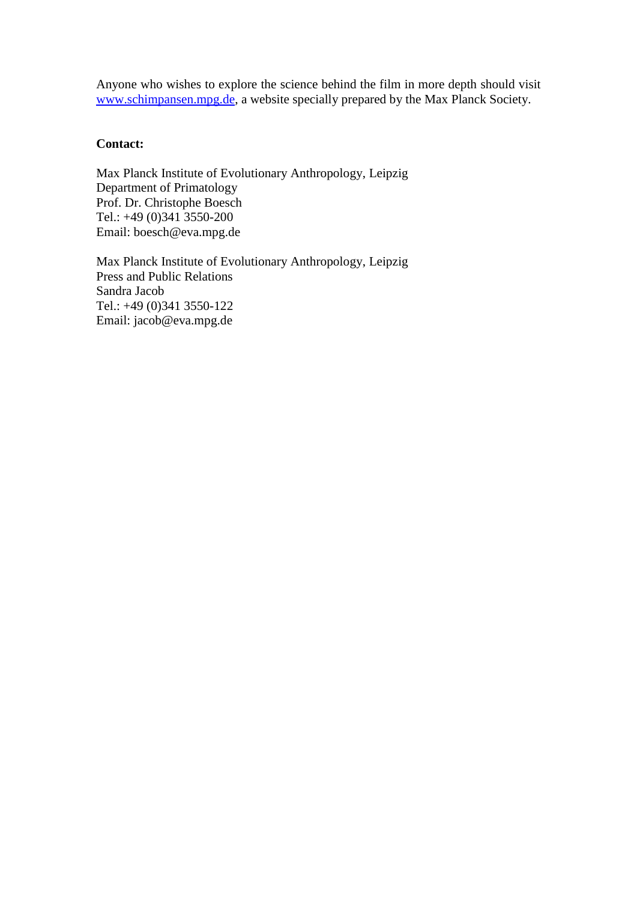Anyone who wishes to explore the science behind the film in more depth should visit www.schimpansen.mpg.de, a website specially prepared by the Max Planck Society.

**Contact:**

Max Planck Institute of Evolutionary Anthropology, Leipzig
Department of Primatology
Prof. Dr. Christophe Boesch
Tel.: +49 (0)341 3550-200
Email: boesch@eva.mpg.de

Max Planck Institute of Evolutionary Anthropology, Leipzig
Press and Public Relations
Sandra Jacob
Tel.: +49 (0)341 3550-122
Email: jacob@eva.mpg.de